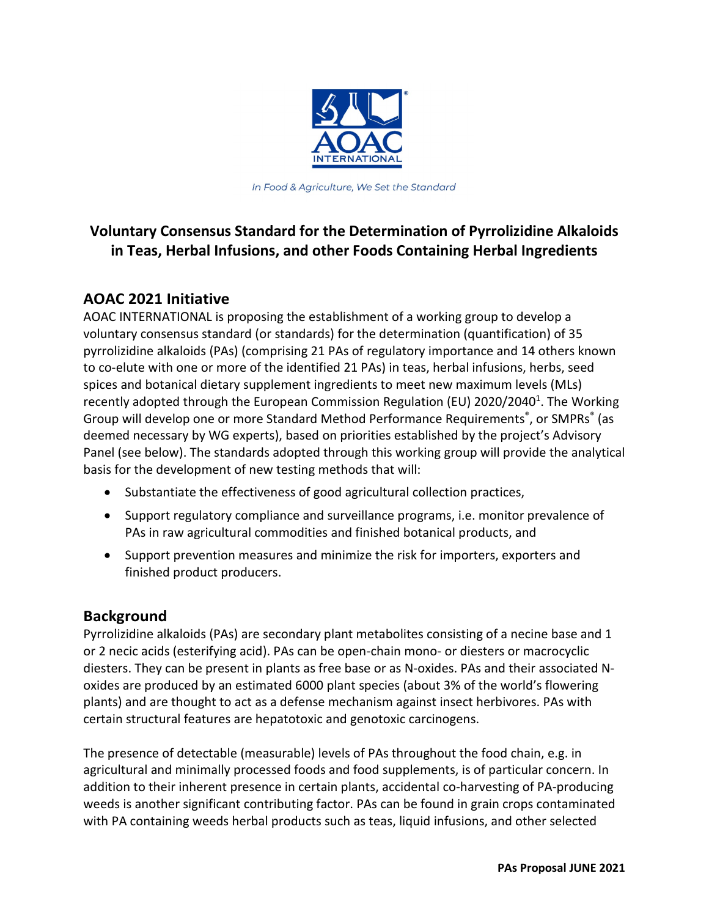AOAC INTERNATIONAL

*In Food & Agriculture, We Set the Standard*

# Voluntary Consensus Standard for the Determination of Pyrrolizidine Alkaloids in Teas, Herbal Infusions, and other Foods Containing Herbal Ingredients

## AOAC 2021 Initiative

AOAC INTERNATIONAL is proposing the establishment of a working group to develop a voluntary consensus standard (or standards) for the determination (quantification) of 35 pyrrolizidine alkaloids (PAs) (comprising 21 PAs of regulatory importance and 14 others known to co-elute with one or more of the identified 21 PAs) in teas, herbal infusions, herbs, seed spices and botanical dietary supplement ingredients to meet new maximum levels (MLs) recently adopted through the European Commission Regulation (EU) 2020/2040[1]. The Working Group will develop one or more Standard Method Performance Requirements®, or SMPRs® (as deemed necessary by WG experts), based on priorities established by the project's Advisory Panel (see below). The standards adopted through this working group will provide the analytical basis for the development of new testing methods that will:

- Substantiate the effectiveness of good agricultural collection practices,
- Support regulatory compliance and surveillance programs, i.e. monitor prevalence of PAs in raw agricultural commodities and finished botanical products, and
- Support prevention measures and minimize the risk for importers, exporters and finished product producers.

## Background

Pyrrolizidine alkaloids (PAs) are secondary plant metabolites consisting of a necine base and 1 or 2 necic acids (esterifying acid). PAs can be open-chain mono- or diesters or macrocyclic diesters. They can be present in plants as free base or as N-oxides. PAs and their associated N-oxides are produced by an estimated 6000 plant species (about 3% of the world's flowering plants) and are thought to act as a defense mechanism against insect herbivores. PAs with certain structural features are hepatotoxic and genotoxic carcinogens.

The presence of detectable (measurable) levels of PAs throughout the food chain, e.g. in agricultural and minimally processed foods and food supplements, is of particular concern. In addition to their inherent presence in certain plants, accidental co-harvesting of PA-producing weeds is another significant contributing factor. PAs can be found in grain crops contaminated with PA containing weeds herbal products such as teas, liquid infusions, and other selected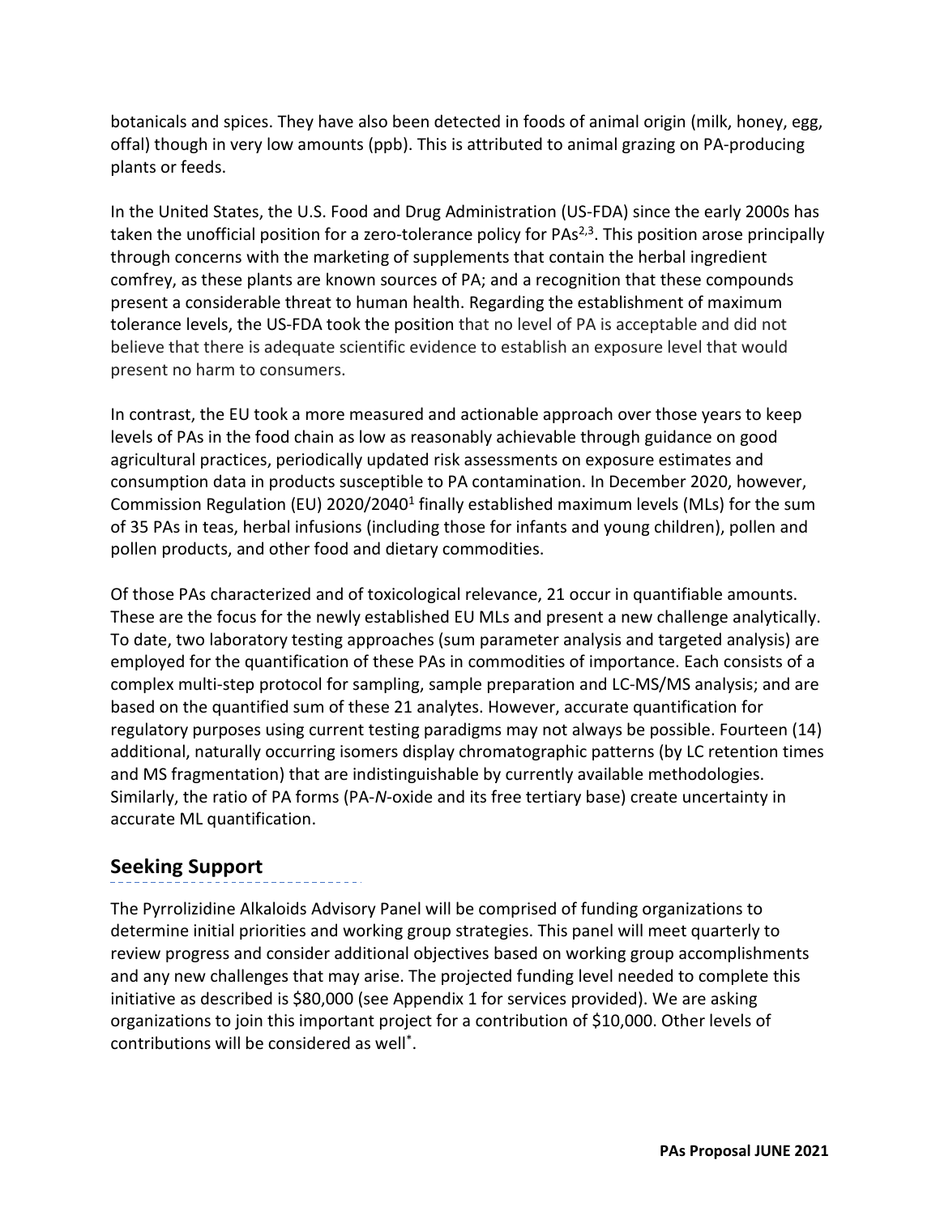botanicals and spices. They have also been detected in foods of animal origin (milk, honey, egg, offal) though in very low amounts (ppb). This is attributed to animal grazing on PA-producing plants or feeds.

In the United States, the U.S. Food and Drug Administration (US-FDA) since the early 2000s has taken the unofficial position for a zero-tolerance policy for PAs[2,3]. This position arose principally through concerns with the marketing of supplements that contain the herbal ingredient comfrey, as these plants are known sources of PA; and a recognition that these compounds present a considerable threat to human health. Regarding the establishment of maximum tolerance levels, the US-FDA took the position that no level of PA is acceptable and did not believe that there is adequate scientific evidence to establish an exposure level that would present no harm to consumers.

In contrast, the EU took a more measured and actionable approach over those years to keep levels of PAs in the food chain as low as reasonably achievable through guidance on good agricultural practices, periodically updated risk assessments on exposure estimates and consumption data in products susceptible to PA contamination. In December 2020, however, Commission Regulation (EU) 2020/2040[1] finally established maximum levels (MLs) for the sum of 35 PAs in teas, herbal infusions (including those for infants and young children), pollen and pollen products, and other food and dietary commodities.

Of those PAs characterized and of toxicological relevance, 21 occur in quantifiable amounts. These are the focus for the newly established EU MLs and present a new challenge analytically. To date, two laboratory testing approaches (sum parameter analysis and targeted analysis) are employed for the quantification of these PAs in commodities of importance. Each consists of a complex multi-step protocol for sampling, sample preparation and LC-MS/MS analysis; and are based on the quantified sum of these 21 analytes. However, accurate quantification for regulatory purposes using current testing paradigms may not always be possible. Fourteen (14) additional, naturally occurring isomers display chromatographic patterns (by LC retention times and MS fragmentation) that are indistinguishable by currently available methodologies. Similarly, the ratio of PA forms (PA-*N*-oxide and its free tertiary base) create uncertainty in accurate ML quantification.

## Seeking Support

The Pyrrolizidine Alkaloids Advisory Panel will be comprised of funding organizations to determine initial priorities and working group strategies. This panel will meet quarterly to review progress and consider additional objectives based on working group accomplishments and any new challenges that may arise. The projected funding level needed to complete this initiative as described is $80,000 (see Appendix 1 for services provided). We are asking organizations to join this important project for a contribution of $10,000. Other levels of contributions will be considered as well[*].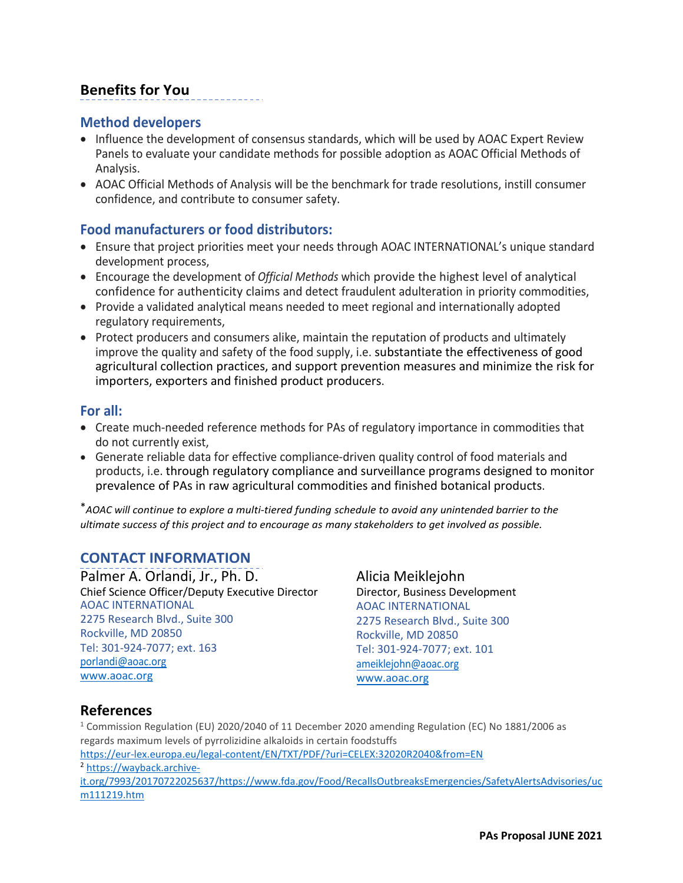## Benefits for You

### Method developers

- Influence the development of consensus standards, which will be used by AOAC Expert Review Panels to evaluate your candidate methods for possible adoption as AOAC Official Methods of Analysis.
- AOAC Official Methods of Analysis will be the benchmark for trade resolutions, instill consumer confidence, and contribute to consumer safety.

### Food manufacturers or food distributors:

- Ensure that project priorities meet your needs through AOAC INTERNATIONAL's unique standard development process,
- Encourage the development of *Official Methods* which provide the highest level of analytical confidence for authenticity claims and detect fraudulent adulteration in priority commodities,
- Provide a validated analytical means needed to meet regional and internationally adopted regulatory requirements,
- Protect producers and consumers alike, maintain the reputation of products and ultimately improve the quality and safety of the food supply, i.e. substantiate the effectiveness of good agricultural collection practices, and support prevention measures and minimize the risk for importers, exporters and finished product producers.

### For all:

- Create much-needed reference methods for PAs of regulatory importance in commodities that do not currently exist,
- Generate reliable data for effective compliance-driven quality control of food materials and products, i.e. through regulatory compliance and surveillance programs designed to monitor prevalence of PAs in raw agricultural commodities and finished botanical products.

*\*AOAC will continue to explore a multi-tiered funding schedule to avoid any unintended barrier to the ultimate success of this project and to encourage as many stakeholders to get involved as possible.*

## CONTACT INFORMATION

Palmer A. Orlandi, Jr., Ph. D.
Chief Science Officer/Deputy Executive Director
AOAC INTERNATIONAL
2275 Research Blvd., Suite 300
Rockville, MD 20850
Tel: 301-924-7077; ext. 163
porlandi@aoac.org
www.aoac.org

Alicia Meiklejohn
Director, Business Development
AOAC INTERNATIONAL
2275 Research Blvd., Suite 300
Rockville, MD 20850
Tel: 301-924-7077; ext. 101
ameiklejohn@aoac.org
www.aoac.org

## References

[1] Commission Regulation (EU) 2020/2040 of 11 December 2020 amending Regulation (EC) No 1881/2006 as regards maximum levels of pyrrolizidine alkaloids in certain foodstuffs https://eur-lex.europa.eu/legal-content/EN/TXT/PDF/?uri=CELEX:32020R2040&from=EN

[2] https://wayback.archive-it.org/7993/20170722025637/https://www.fda.gov/Food/RecallsOutbreaksEmergencies/SafetyAlertsAdvisories/ucm111219.htm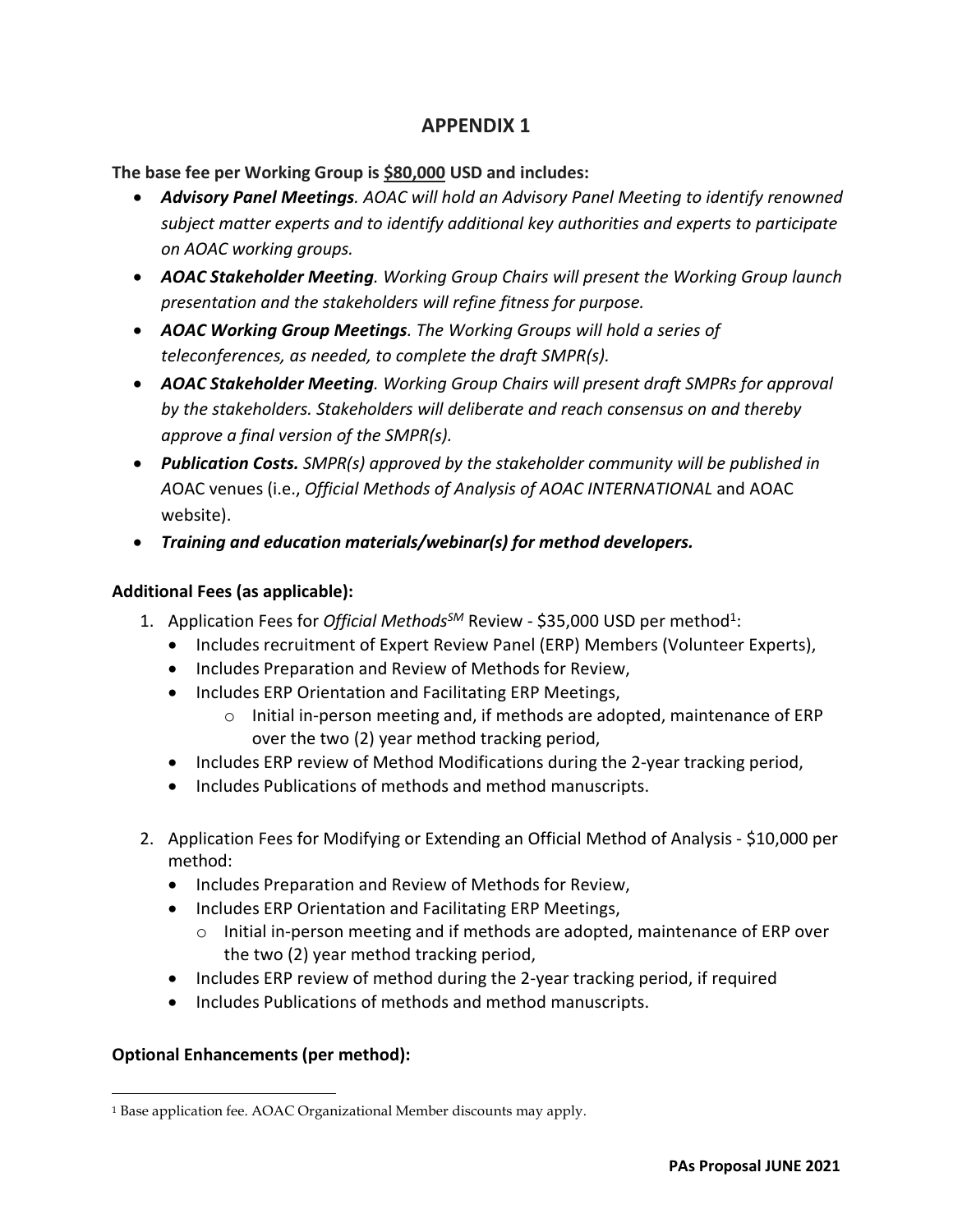## APPENDIX 1

**The base fee per Working Group is <u>$80,000</u> USD and includes:**

- ***Advisory Panel Meetings****. AOAC will hold an Advisory Panel Meeting to identify renowned subject matter experts and to identify additional key authorities and experts to participate on AOAC working groups.*
- ***AOAC Stakeholder Meeting****. Working Group Chairs will present the Working Group launch presentation and the stakeholders will refine fitness for purpose.*
- ***AOAC Working Group Meetings****. The Working Groups will hold a series of teleconferences, as needed, to complete the draft SMPR(s).*
- ***AOAC Stakeholder Meeting****. Working Group Chairs will present draft SMPRs for approval by the stakeholders. Stakeholders will deliberate and reach consensus on and thereby approve a final version of the SMPR(s).*
- ***Publication Costs.*** *SMPR(s) approved by the stakeholder community will be published in A*OAC venues (i.e., *Official Methods of Analysis of AOAC INTERNATIONAL* and AOAC website).
- ***Training and education materials/webinar(s) for method developers.***

**Additional Fees (as applicable):**

1. Application Fees for *Official Methods*$^{SM}$ Review - $35,000 USD per method[1]:
   - Includes recruitment of Expert Review Panel (ERP) Members (Volunteer Experts),
   - Includes Preparation and Review of Methods for Review,
   - Includes ERP Orientation and Facilitating ERP Meetings,
     - Initial in-person meeting and, if methods are adopted, maintenance of ERP over the two (2) year method tracking period,
   - Includes ERP review of Method Modifications during the 2-year tracking period,
   - Includes Publications of methods and method manuscripts.

2. Application Fees for Modifying or Extending an Official Method of Analysis - $10,000 per method:
   - Includes Preparation and Review of Methods for Review,
   - Includes ERP Orientation and Facilitating ERP Meetings,
     - Initial in-person meeting and if methods are adopted, maintenance of ERP over the two (2) year method tracking period,
   - Includes ERP review of method during the 2-year tracking period, if required
   - Includes Publications of methods and method manuscripts.

**Optional Enhancements (per method):**

[1] Base application fee. AOAC Organizational Member discounts may apply.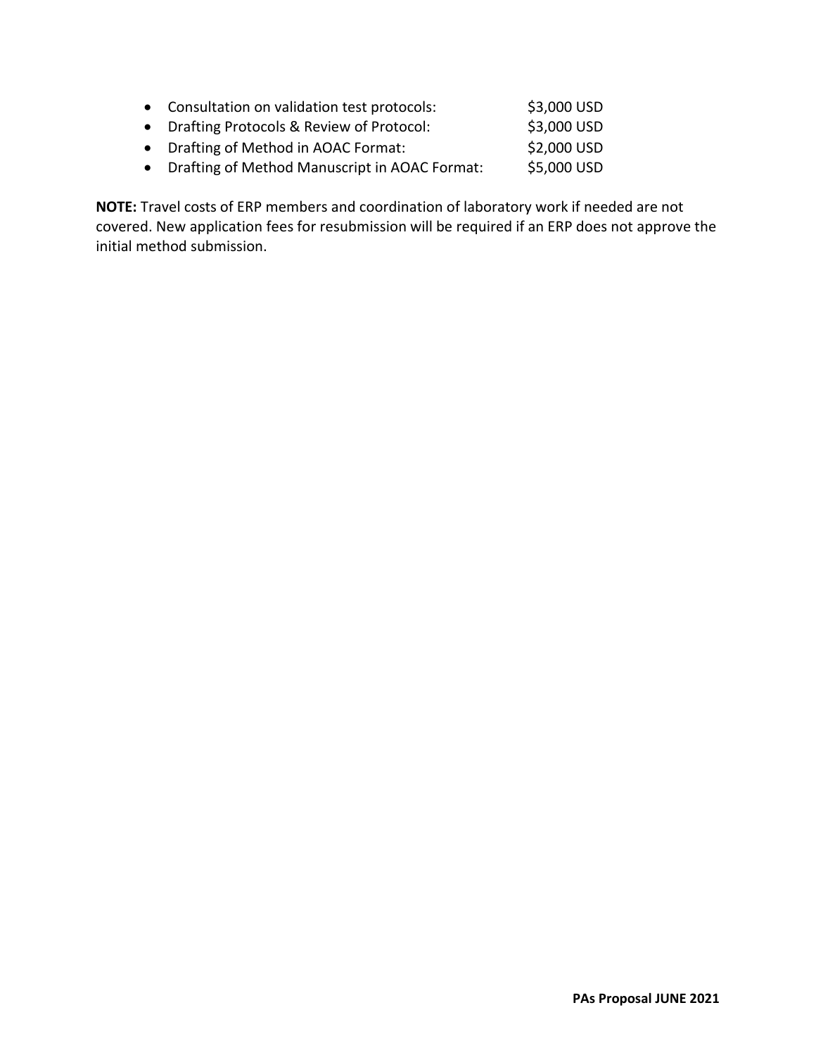- Consultation on validation test protocols: $3,000 USD
- Drafting Protocols & Review of Protocol: $3,000 USD
- Drafting of Method in AOAC Format: $2,000 USD
- Drafting of Method Manuscript in AOAC Format: $5,000 USD

**NOTE:** Travel costs of ERP members and coordination of laboratory work if needed are not covered. New application fees for resubmission will be required if an ERP does not approve the initial method submission.